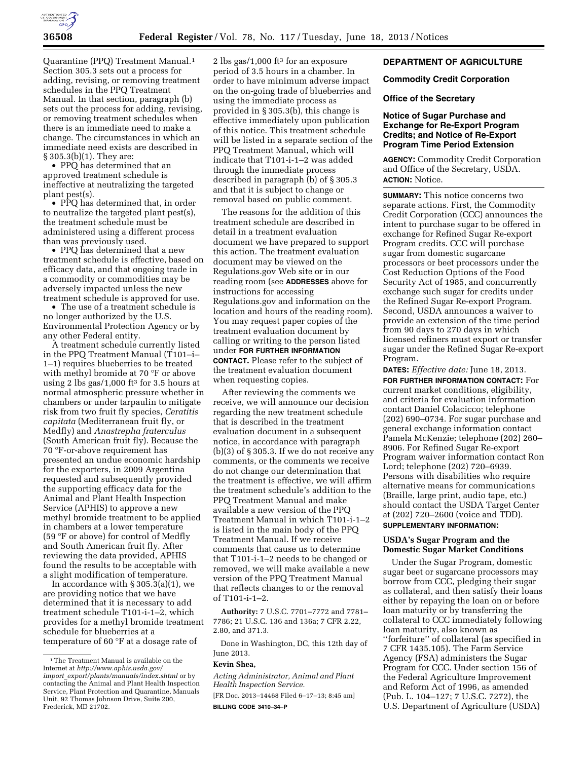Quarantine (PPQ) Treatment Manual.[1] Section 305.3 sets out a process for adding, revising, or removing treatment schedules in the PPQ Treatment Manual. In that section, paragraph (b) sets out the process for adding, revising, or removing treatment schedules when there is an immediate need to make a change. The circumstances in which an immediate need exists are described in § 305.3(b)(1). They are:

- PPQ has determined that an approved treatment schedule is ineffective at neutralizing the targeted plant pest(s).
- PPQ has determined that, in order to neutralize the targeted plant pest(s), the treatment schedule must be administered using a different process than was previously used.
- PPQ has determined that a new treatment schedule is effective, based on efficacy data, and that ongoing trade in a commodity or commodities may be adversely impacted unless the new treatment schedule is approved for use.
- The use of a treatment schedule is no longer authorized by the U.S. Environmental Protection Agency or by any other Federal entity.

A treatment schedule currently listed in the PPQ Treatment Manual (T101–i–1–1) requires blueberries to be treated with methyl bromide at 70 °F or above using 2 lbs gas/1,000 ft$^3$ for 3.5 hours at normal atmospheric pressure whether in chambers or under tarpaulin to mitigate risk from two fruit fly species, *Ceratitis capitata* (Mediterranean fruit fly, or Medfly) and *Anastrepha fraterculus* (South American fruit fly). Because the 70 °F-or-above requirement has presented an undue economic hardship for the exporters, in 2009 Argentina requested and subsequently provided the supporting efficacy data for the Animal and Plant Health Inspection Service (APHIS) to approve a new methyl bromide treatment to be applied in chambers at a lower temperature (59 °F or above) for control of Medfly and South American fruit fly. After reviewing the data provided, APHIS found the results to be acceptable with a slight modification of temperature.

In accordance with § 305.3(a)(1), we are providing notice that we have determined that it is necessary to add treatment schedule T101-i-1–2, which provides for a methyl bromide treatment schedule for blueberries at a temperature of 60 °F at a dosage rate of 2 lbs gas/1,000 ft$^3$ for an exposure period of 3.5 hours in a chamber. In order to have minimum adverse impact on the on-going trade of blueberries and using the immediate process as provided in § 305.3(b), this change is effective immediately upon publication of this notice. This treatment schedule will be listed in a separate section of the PPQ Treatment Manual, which will indicate that T101-i-1–2 was added through the immediate process described in paragraph (b) of § 305.3 and that it is subject to change or removal based on public comment.

The reasons for the addition of this treatment schedule are described in detail in a treatment evaluation document we have prepared to support this action. The treatment evaluation document may be viewed on the Regulations.gov Web site or in our reading room (see **ADDRESSES** above for instructions for accessing Regulations.gov and information on the location and hours of the reading room). You may request paper copies of the treatment evaluation document by calling or writing to the person listed under **FOR FURTHER INFORMATION CONTACT.** Please refer to the subject of the treatment evaluation document when requesting copies.

After reviewing the comments we receive, we will announce our decision regarding the new treatment schedule that is described in the treatment evaluation document in a subsequent notice, in accordance with paragraph (b)(3) of § 305.3. If we do not receive any comments, or the comments we receive do not change our determination that the treatment is effective, we will affirm the treatment schedule's addition to the PPQ Treatment Manual and make available a new version of the PPQ Treatment Manual in which T101-i-1–2 is listed in the main body of the PPQ Treatment Manual. If we receive comments that cause us to determine that T101-i-1–2 needs to be changed or removed, we will make available a new version of the PPQ Treatment Manual that reflects changes to or the removal of T101-i-1–2.

**Authority:** 7 U.S.C. 7701–7772 and 7781–7786; 21 U.S.C. 136 and 136a; 7 CFR 2.22, 2.80, and 371.3.

Done in Washington, DC, this 12th day of June 2013.

**Kevin Shea,**

*Acting Administrator, Animal and Plant Health Inspection Service.*

[FR Doc. 2013–14468 Filed 6–17–13; 8:45 am]

**BILLING CODE 3410–34–P**

[1] The Treatment Manual is available on the Internet at *http://www.aphis.usda.gov/import_export/plants/manuals/index.shtml* or by contacting the Animal and Plant Health Inspection Service, Plant Protection and Quarantine, Manuals Unit, 92 Thomas Johnson Drive, Suite 200, Frederick, MD 21702.

## DEPARTMENT OF AGRICULTURE

### Commodity Credit Corporation

### Office of the Secretary

### Notice of Sugar Purchase and Exchange for Re-Export Program Credits; and Notice of Re-Export Program Time Period Extension

**AGENCY:** Commodity Credit Corporation and Office of the Secretary, USDA.

**ACTION:** Notice.

**SUMMARY:** This notice concerns two separate actions. First, the Commodity Credit Corporation (CCC) announces the intent to purchase sugar to be offered in exchange for Refined Sugar Re-export Program credits. CCC will purchase sugar from domestic sugarcane processors or beet processors under the Cost Reduction Options of the Food Security Act of 1985, and concurrently exchange such sugar for credits under the Refined Sugar Re-export Program. Second, USDA announces a waiver to provide an extension of the time period from 90 days to 270 days in which licensed refiners must export or transfer sugar under the Refined Sugar Re-export Program.

**DATES:** *Effective date:* June 18, 2013.

**FOR FURTHER INFORMATION CONTACT:** For current market conditions, eligibility, and criteria for evaluation information contact Daniel Colacicco; telephone (202) 690–0734. For sugar purchase and general exchange information contact Pamela McKenzie; telephone (202) 260–8906. For Refined Sugar Re-export Program waiver information contact Ron Lord; telephone (202) 720–6939. Persons with disabilities who require alternative means for communications (Braille, large print, audio tape, etc.) should contact the USDA Target Center at (202) 720–2600 (voice and TDD).

**SUPPLEMENTARY INFORMATION:**

#### USDA's Sugar Program and the Domestic Sugar Market Conditions

Under the Sugar Program, domestic sugar beet or sugarcane processors may borrow from CCC, pledging their sugar as collateral, and then satisfy their loans either by repaying the loan on or before loan maturity or by transferring the collateral to CCC immediately following loan maturity, also known as "forfeiture" of collateral (as specified in 7 CFR 1435.105). The Farm Service Agency (FSA) administers the Sugar Program for CCC. Under section 156 of the Federal Agriculture Improvement and Reform Act of 1996, as amended (Pub. L. 104–127; 7 U.S.C. 7272), the U.S. Department of Agriculture (USDA)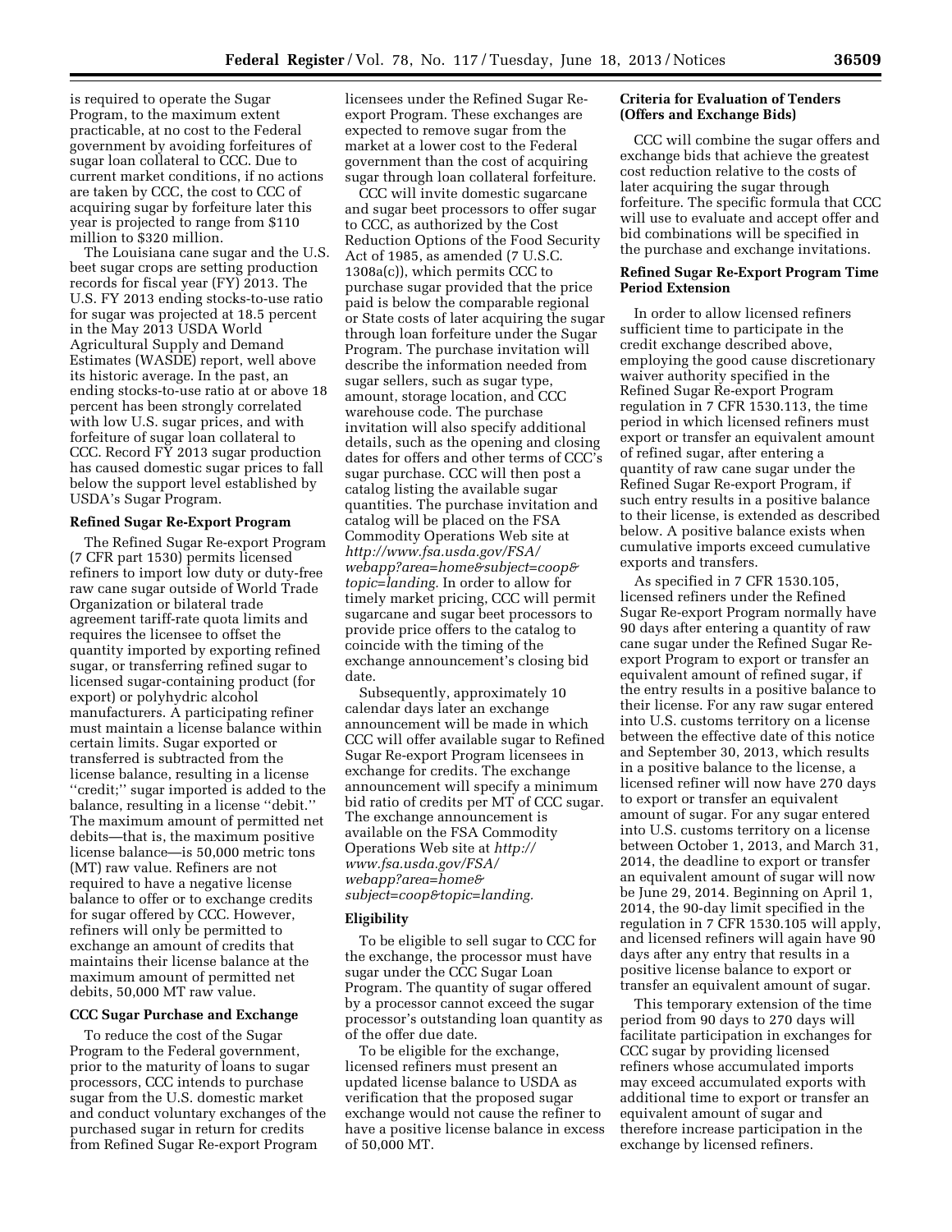is required to operate the Sugar Program, to the maximum extent practicable, at no cost to the Federal government by avoiding forfeitures of sugar loan collateral to CCC. Due to current market conditions, if no actions are taken by CCC, the cost to CCC of acquiring sugar by forfeiture later this year is projected to range from $110 million to $320 million.

The Louisiana cane sugar and the U.S. beet sugar crops are setting production records for fiscal year (FY) 2013. The U.S. FY 2013 ending stocks-to-use ratio for sugar was projected at 18.5 percent in the May 2013 USDA World Agricultural Supply and Demand Estimates (WASDE) report, well above its historic average. In the past, an ending stocks-to-use ratio at or above 18 percent has been strongly correlated with low U.S. sugar prices, and with forfeiture of sugar loan collateral to CCC. Record FY 2013 sugar production has caused domestic sugar prices to fall below the support level established by USDA's Sugar Program.

## Refined Sugar Re-Export Program

The Refined Sugar Re-export Program (7 CFR part 1530) permits licensed refiners to import low duty or duty-free raw cane sugar outside of World Trade Organization or bilateral trade agreement tariff-rate quota limits and requires the licensee to offset the quantity imported by exporting refined sugar, or transferring refined sugar to licensed sugar-containing product (for export) or polyhydric alcohol manufacturers. A participating refiner must maintain a license balance within certain limits. Sugar exported or transferred is subtracted from the license balance, resulting in a license ''credit;'' sugar imported is added to the balance, resulting in a license ''debit.'' The maximum amount of permitted net debits—that is, the maximum positive license balance—is 50,000 metric tons (MT) raw value. Refiners are not required to have a negative license balance to offer or to exchange credits for sugar offered by CCC. However, refiners will only be permitted to exchange an amount of credits that maintains their license balance at the maximum amount of permitted net debits, 50,000 MT raw value.

## CCC Sugar Purchase and Exchange

To reduce the cost of the Sugar Program to the Federal government, prior to the maturity of loans to sugar processors, CCC intends to purchase sugar from the U.S. domestic market and conduct voluntary exchanges of the purchased sugar in return for credits from Refined Sugar Re-export Program licensees under the Refined Sugar Re-export Program. These exchanges are expected to remove sugar from the market at a lower cost to the Federal government than the cost of acquiring sugar through loan collateral forfeiture.

CCC will invite domestic sugarcane and sugar beet processors to offer sugar to CCC, as authorized by the Cost Reduction Options of the Food Security Act of 1985, as amended (7 U.S.C. 1308a(c)), which permits CCC to purchase sugar provided that the price paid is below the comparable regional or State costs of later acquiring the sugar through loan forfeiture under the Sugar Program. The purchase invitation will describe the information needed from sugar sellers, such as sugar type, amount, storage location, and CCC warehouse code. The purchase invitation will also specify additional details, such as the opening and closing dates for offers and other terms of CCC's sugar purchase. CCC will then post a catalog listing the available sugar quantities. The purchase invitation and catalog will be placed on the FSA Commodity Operations Web site at *http://www.fsa.usda.gov/FSA/webapp?area=home&subject=coop&topic=landing.* In order to allow for timely market pricing, CCC will permit sugarcane and sugar beet processors to provide price offers to the catalog to coincide with the timing of the exchange announcement's closing bid date.

Subsequently, approximately 10 calendar days later an exchange announcement will be made in which CCC will offer available sugar to Refined Sugar Re-export Program licensees in exchange for credits. The exchange announcement will specify a minimum bid ratio of credits per MT of CCC sugar. The exchange announcement is available on the FSA Commodity Operations Web site at *http://www.fsa.usda.gov/FSA/webapp?area=home&subject=coop&topic=landing.*

## Eligibility

To be eligible to sell sugar to CCC for the exchange, the processor must have sugar under the CCC Sugar Loan Program. The quantity of sugar offered by a processor cannot exceed the sugar processor's outstanding loan quantity as of the offer due date.

To be eligible for the exchange, licensed refiners must present an updated license balance to USDA as verification that the proposed sugar exchange would not cause the refiner to have a positive license balance in excess of 50,000 MT.

## Criteria for Evaluation of Tenders (Offers and Exchange Bids)

CCC will combine the sugar offers and exchange bids that achieve the greatest cost reduction relative to the costs of later acquiring the sugar through forfeiture. The specific formula that CCC will use to evaluate and accept offer and bid combinations will be specified in the purchase and exchange invitations.

## Refined Sugar Re-Export Program Time Period Extension

In order to allow licensed refiners sufficient time to participate in the credit exchange described above, employing the good cause discretionary waiver authority specified in the Refined Sugar Re-export Program regulation in 7 CFR 1530.113, the time period in which licensed refiners must export or transfer an equivalent amount of refined sugar, after entering a quantity of raw cane sugar under the Refined Sugar Re-export Program, if such entry results in a positive balance to their license, is extended as described below. A positive balance exists when cumulative imports exceed cumulative exports and transfers.

As specified in 7 CFR 1530.105, licensed refiners under the Refined Sugar Re-export Program normally have 90 days after entering a quantity of raw cane sugar under the Refined Sugar Re-export Program to export or transfer an equivalent amount of refined sugar, if the entry results in a positive balance to their license. For any raw sugar entered into U.S. customs territory on a license between the effective date of this notice and September 30, 2013, which results in a positive balance to the license, a licensed refiner will now have 270 days to export or transfer an equivalent amount of sugar. For any sugar entered into U.S. customs territory on a license between October 1, 2013, and March 31, 2014, the deadline to export or transfer an equivalent amount of sugar will now be June 29, 2014. Beginning on April 1, 2014, the 90-day limit specified in the regulation in 7 CFR 1530.105 will apply, and licensed refiners will again have 90 days after any entry that results in a positive license balance to export or transfer an equivalent amount of sugar.

This temporary extension of the time period from 90 days to 270 days will facilitate participation in exchanges for CCC sugar by providing licensed refiners whose accumulated imports may exceed accumulated exports with additional time to export or transfer an equivalent amount of sugar and therefore increase participation in the exchange by licensed refiners.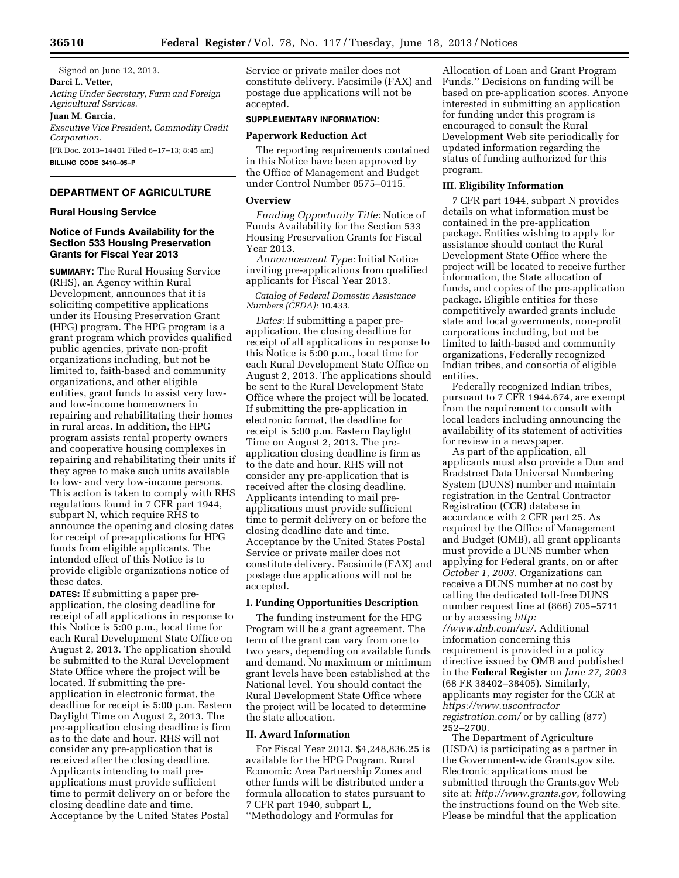Signed on June 12, 2013.

**Darci L. Vetter,**

*Acting Under Secretary, Farm and Foreign Agricultural Services.*

**Juan M. Garcia,**

*Executive Vice President, Commodity Credit Corporation.*

[FR Doc. 2013–14401 Filed 6–17–13; 8:45 am]

**BILLING CODE 3410–05–P**

## DEPARTMENT OF AGRICULTURE

### Rural Housing Service

### Notice of Funds Availability for the Section 533 Housing Preservation Grants for Fiscal Year 2013

**SUMMARY:** The Rural Housing Service (RHS), an Agency within Rural Development, announces that it is soliciting competitive applications under its Housing Preservation Grant (HPG) program. The HPG program is a grant program which provides qualified public agencies, private non-profit organizations including, but not be limited to, faith-based and community organizations, and other eligible entities, grant funds to assist very low- and low-income homeowners in repairing and rehabilitating their homes in rural areas. In addition, the HPG program assists rental property owners and cooperative housing complexes in repairing and rehabilitating their units if they agree to make such units available to low- and very low-income persons. This action is taken to comply with RHS regulations found in 7 CFR part 1944, subpart N, which require RHS to announce the opening and closing dates for receipt of pre-applications for HPG funds from eligible applicants. The intended effect of this Notice is to provide eligible organizations notice of these dates.

**DATES:** If submitting a paper pre-application, the closing deadline for receipt of all applications in response to this Notice is 5:00 p.m., local time for each Rural Development State Office on August 2, 2013. The application should be submitted to the Rural Development State Office where the project will be located. If submitting the pre-application in electronic format, the deadline for receipt is 5:00 p.m. Eastern Daylight Time on August 2, 2013. The pre-application closing deadline is firm as to the date and hour. RHS will not consider any pre-application that is received after the closing deadline. Applicants intending to mail pre-applications must provide sufficient time to permit delivery on or before the closing deadline date and time. Acceptance by the United States Postal Service or private mailer does not constitute delivery. Facsimile (FAX) and postage due applications will not be accepted.

**SUPPLEMENTARY INFORMATION:**

**Paperwork Reduction Act**

The reporting requirements contained in this Notice have been approved by the Office of Management and Budget under Control Number 0575–0115.

**Overview**

*Funding Opportunity Title:* Notice of Funds Availability for the Section 533 Housing Preservation Grants for Fiscal Year 2013.

*Announcement Type:* Initial Notice inviting pre-applications from qualified applicants for Fiscal Year 2013.

*Catalog of Federal Domestic Assistance Numbers (CFDA):* 10.433.

*Dates:* If submitting a paper pre-application, the closing deadline for receipt of all applications in response to this Notice is 5:00 p.m., local time for each Rural Development State Office on August 2, 2013. The applications should be sent to the Rural Development State Office where the project will be located. If submitting the pre-application in electronic format, the deadline for receipt is 5:00 p.m. Eastern Daylight Time on August 2, 2013. The pre-application closing deadline is firm as to the date and hour. RHS will not consider any pre-application that is received after the closing deadline. Applicants intending to mail pre-applications must provide sufficient time to permit delivery on or before the closing deadline date and time. Acceptance by the United States Postal Service or private mailer does not constitute delivery. Facsimile (FAX) and postage due applications will not be accepted.

**I. Funding Opportunities Description**

The funding instrument for the HPG Program will be a grant agreement. The term of the grant can vary from one to two years, depending on available funds and demand. No maximum or minimum grant levels have been established at the National level. You should contact the Rural Development State Office where the project will be located to determine the state allocation.

**II. Award Information**

For Fiscal Year 2013, $4,248,836.25 is available for the HPG Program. Rural Economic Area Partnership Zones and other funds will be distributed under a formula allocation to states pursuant to 7 CFR part 1940, subpart L, ''Methodology and Formulas for Allocation of Loan and Grant Program Funds.'' Decisions on funding will be based on pre-application scores. Anyone interested in submitting an application for funding under this program is encouraged to consult the Rural Development Web site periodically for updated information regarding the status of funding authorized for this program.

**III. Eligibility Information**

7 CFR part 1944, subpart N provides details on what information must be contained in the pre-application package. Entities wishing to apply for assistance should contact the Rural Development State Office where the project will be located to receive further information, the State allocation of funds, and copies of the pre-application package. Eligible entities for these competitively awarded grants include state and local governments, non-profit corporations including, but not be limited to faith-based and community organizations, Federally recognized Indian tribes, and consortia of eligible entities.

Federally recognized Indian tribes, pursuant to 7 CFR 1944.674, are exempt from the requirement to consult with local leaders including announcing the availability of its statement of activities for review in a newspaper.

As part of the application, all applicants must also provide a Dun and Bradstreet Data Universal Numbering System (DUNS) number and maintain registration in the Central Contractor Registration (CCR) database in accordance with 2 CFR part 25. As required by the Office of Management and Budget (OMB), all grant applicants must provide a DUNS number when applying for Federal grants, on or after *October 1, 2003.* Organizations can receive a DUNS number at no cost by calling the dedicated toll-free DUNS number request line at (866) 705–5711 or by accessing *http://www.dnb.com/us/.* Additional information concerning this requirement is provided in a policy directive issued by OMB and published in the **Federal Register** on *June 27, 2003* (68 FR 38402–38405). Similarly, applicants may register for the CCR at *https://www.uscontractorregistration.com/* or by calling (877) 252–2700.

The Department of Agriculture (USDA) is participating as a partner in the Government-wide Grants.gov site. Electronic applications must be submitted through the Grants.gov Web site at: *http://www.grants.gov,* following the instructions found on the Web site. Please be mindful that the application